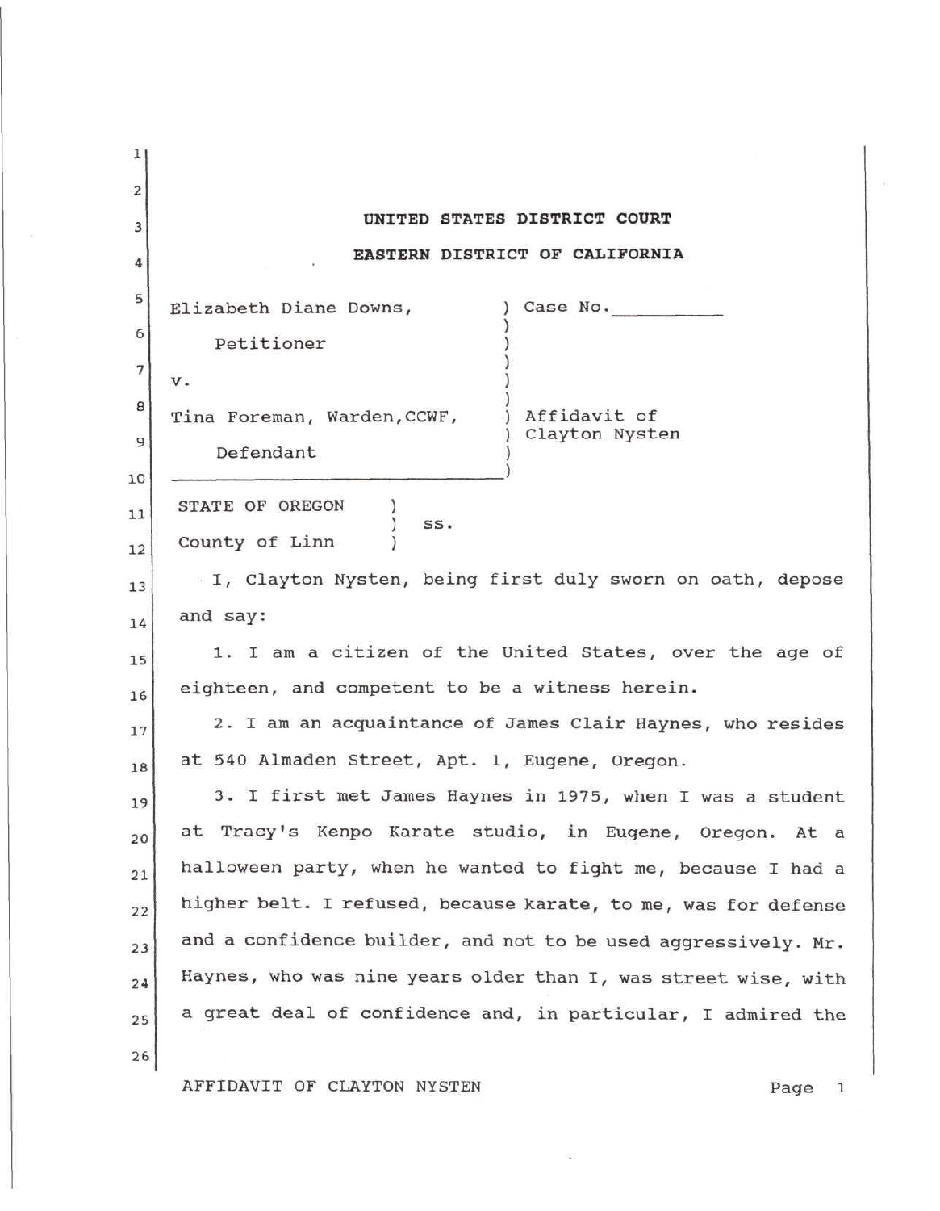**UNITED STATES DISTRICT COURT**

**EASTERN DISTRICT OF CALIFORNIA**

| | |
|---|---|
| Elizabeth Diane Downs, Petitioner | Case No.__________ |
| v. | |
| Tina Foreman, Warden,CCWF, Defendant | Affidavit of Clayton Nysten |

STATE OF OREGON )
) ss.
County of Linn )

I, Clayton Nysten, being first duly sworn on oath, depose and say:

1. I am a citizen of the United States, over the age of eighteen, and competent to be a witness herein.

2. I am an acquaintance of James Clair Haynes, who resides at 540 Almaden Street, Apt. 1, Eugene, Oregon.

3. I first met James Haynes in 1975, when I was a student at Tracy's Kenpo Karate studio, in Eugene, Oregon. At a halloween party, when he wanted to fight me, because I had a higher belt. I refused, because karate, to me, was for defense and a confidence builder, and not to be used aggressively. Mr. Haynes, who was nine years older than I, was street wise, with a great deal of confidence and, in particular, I admired the

AFFIDAVIT OF CLAYTON NYSTEN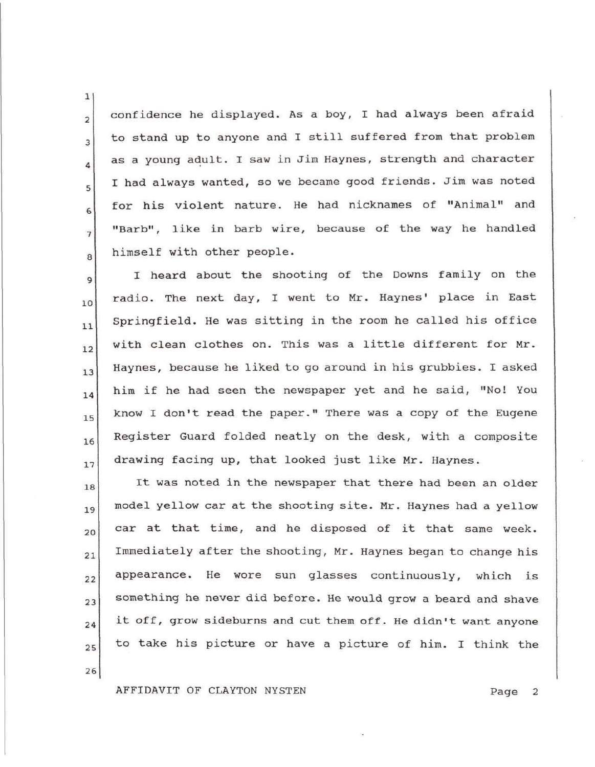confidence he displayed. As a boy, I had always been afraid to stand up to anyone and I still suffered from that problem as a young adult. I saw in Jim Haynes, strength and character I had always wanted, so we became good friends. Jim was noted for his violent nature. He had nicknames of "Animal" and "Barb", like in barb wire, because of the way he handled himself with other people.

I heard about the shooting of the Downs family on the radio. The next day, I went to Mr. Haynes' place in East Springfield. He was sitting in the room he called his office with clean clothes on. This was a little different for Mr. Haynes, because he liked to go around in his grubbies. I asked him if he had seen the newspaper yet and he said, "No! You know I don't read the paper." There was a copy of the Eugene Register Guard folded neatly on the desk, with a composite drawing facing up, that looked just like Mr. Haynes.

It was noted in the newspaper that there had been an older model yellow car at the shooting site. Mr. Haynes had a yellow car at that time, and he disposed of it that same week. Immediately after the shooting, Mr. Haynes began to change his appearance. He wore sun glasses continuously, which is something he never did before. He would grow a beard and shave it off, grow sideburns and cut them off. He didn't want anyone to take his picture or have a picture of him. I think the

AFFIDAVIT OF CLAYTON NYSTEN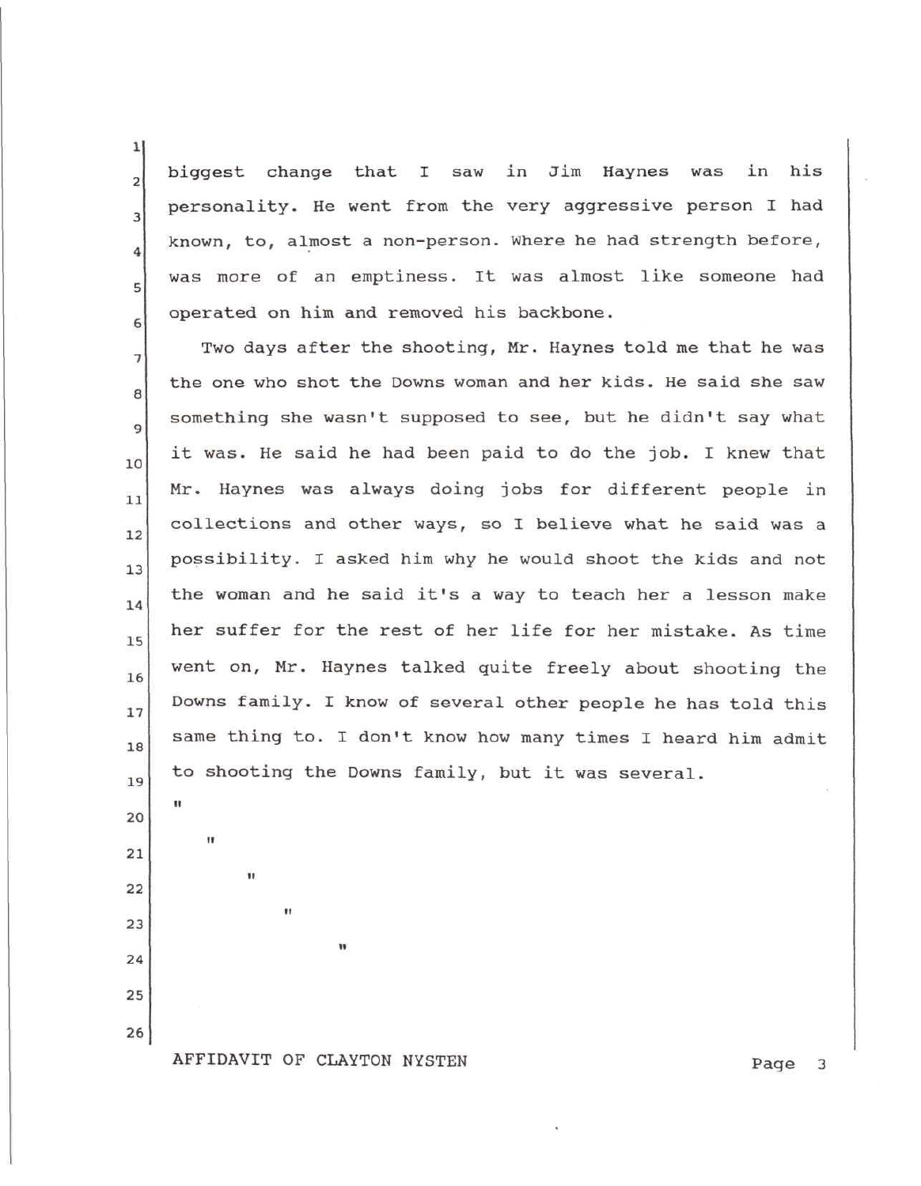biggest change that I saw in Jim Haynes was in his personality. He went from the very aggressive person I had known, to, almost a non-person. Where he had strength before, was more of an emptiness. It was almost like someone had operated on him and removed his backbone.

Two days after the shooting, Mr. Haynes told me that he was the one who shot the Downs woman and her kids. He said she saw something she wasn't supposed to see, but he didn't say what it was. He said he had been paid to do the job. I knew that Mr. Haynes was always doing jobs for different people in collections and other ways, so I believe what he said was a possibility. I asked him why he would shoot the kids and not the woman and he said it's a way to teach her a lesson make her suffer for the rest of her life for her mistake. As time went on, Mr. Haynes talked quite freely about shooting the Downs family. I know of several other people he has told this same thing to. I don't know how many times I heard him admit to shooting the Downs family, but it was several.

"

"

"

"

"

AFFIDAVIT OF CLAYTON NYSTEN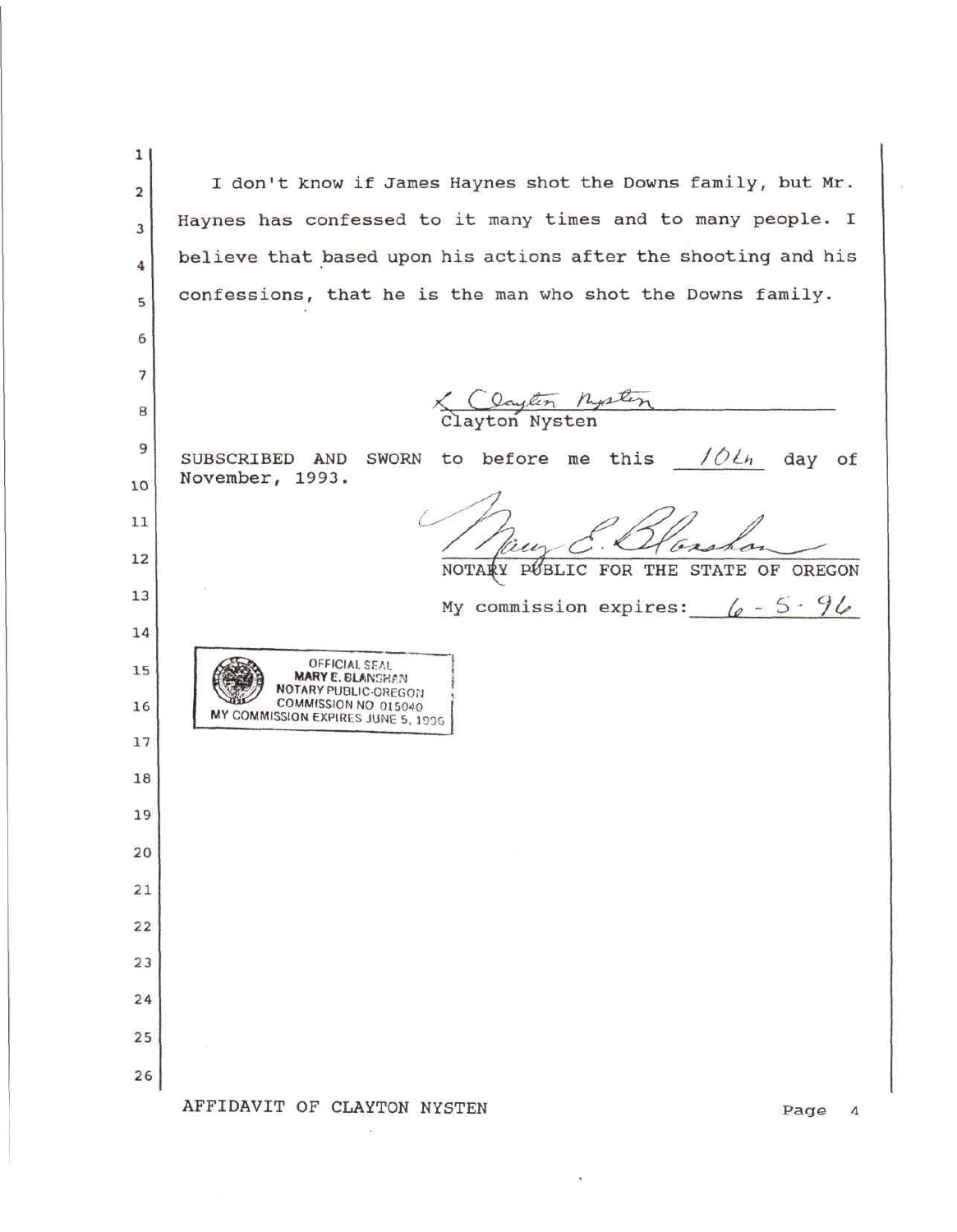I don't know if James Haynes shot the Downs family, but Mr. Haynes has confessed to it many times and to many people. I believe that based upon his actions after the shooting and his confessions, that he is the man who shot the Downs family.

X Clayton Nysten
Clayton Nysten

SUBSCRIBED AND SWORN to before me this 10th day of November, 1993.

Mary E. Blanshan
NOTARY PUBLIC FOR THE STATE OF OREGON
My commission expires: 6-5-96

OFFICIAL SEAL
MARY E. BLANSHAN
NOTARY PUBLIC-OREGON
COMMISSION NO 015040
MY COMMISSION EXPIRES JUNE 5, 1996

AFFIDAVIT OF CLAYTON NYSTEN